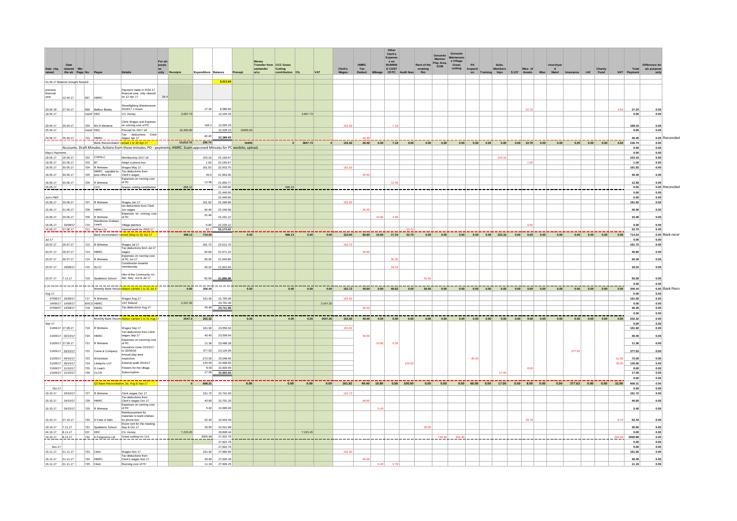| Date chq raised | Date cleared the a/c | Min Page No | Payee | Details | For a/c purpose only | Receipts | Expenditure | Balance | Precept | Money Transfer from santander a/cs | CCC Grass Cutting contribution | CIL | VAT | Clerk's Wages | HMRC Tax Deduct | Mileage | Other Clerk's Expenses on RUNNING COST Of PC | Audit fees | Rent of the meeting Rm | Grounds Mainten Play Area, S106 | Grounds Maintenance Village Grass cutting | PA Inspection | Training | Subs. Memberships | S.137 | Mice of Assets | Misc | churchyard Maint | Insurance | LHI | Charity Fund | VAT | Total Payment | Difference for a/c purpose only | |
|---|---|---|---|---|---|---|---|---|---|---|---|---|---|---|---|---|---|---|---|---|---|---|---|---|---|---|---|---|---|---|---|---|---|---|---|
| 01.04.17 Balance brought forward | | | | | | | | 8,613.84 | | | | | | | | | | | | | | | | | | | | | | | | | | | |
| previous financial year | 12.04.17 | 697 | HMRC | Payment made in 2016.17 financial year, only cleared on 12 Apr 17 | 29.4 | | | | | | | | | | | | | | | | | | | | | | | | | | | | | | |
| 20.04.18 | 27.04.17 | 699 | Balfour Beatty | Streetlighting Maintenance 2016/17 1 Asset | | | 27.24 | 8,586.60 | | | | | | | | | | | | | | | | | | 22.70 | | | | | | 4.54 | 27.24 | 0.00 | |
| 18.04.17 | | transf | HDC | CIL money | | 3,607.73 | | 12,194.33 | | | | 3,607.73 | | | | | | | | | | | | | | | | | | | | | 0.00 | 0.00 | |
| 20.04.17 | 25.04.17 | 700 | Ms R Mimiene | Clerk Wages and Expenses on running cost of PC | | | 169.1 | 12,025.23 | | | | | | 161.92 | | | 7.18 | | | | | | | | | | | | | | | | 169.10 | 0.00 | |
| 25.04.17 | | transf | HDC | Precept for 2017.18 | | 10,405.00 | | 22,430.23 | 10405.00 | | | | | | | | | | | | | | | | | | | | | | | | 0.00 | 0.00 | |
| 20.04.17 | 25.04.17 | 701 | HMRC | Tax deductions Clerk wages Apr 17 | | | 40.40 | 22,389.83 | | | | | | | 40.40 | | | | | | | | | | | | | | | | | | 40.40 | 0.00 | Reconciled |
| | | | Bank Reconciliation carried 1 to 30 Apr 17 | | | 14,012.73 | 236.74 | | 10405 | | 0 | 3607.73 | 0 | 161.92 | 40.40 | 0.00 | 7.18 | 0.00 | 0.00 | 0.00 | 0.00 | 0.00 | 0.00 | 0.00 | 0.00 | 22.70 | 0.00 | 0.00 | 0.00 | 0.00 | 0.00 | 4.54 | 236.74 | 0.00 | |
| Accounts. Draft Minutes. Actions from those minutes. PO - payments, HMRC. Scam approved Minutes for PC wesbite, upload. | | | | | | | | | | | | | | | | | | | | | | | | | | | | | | | | | 0.00 | 0.00 | |
| May's Payments | | | | | | | | | | | | | | | | | | | | | | | | | | | | | | | | | 0.00 | 0.00 | |
| 18.05.17 | 16.06.17 | 702 | CAPALC | Membership 2017.18 | | | 223.16 | 22,166.67 | | | | | | | | | | | | | | | | 223.16 | | | | | | | | | 223.16 | 0.00 | |
| 18.05.17 | 22.06.17 | 703 | BT | Adapt a phone box | | | 1.00 | 22,165.67 | | | | | | | | | | | | | | | | | | 1.00 | | | | | | | 1.00 | 0.00 | |
| 18.05.17 | 30.05.17 | 704 | R Mimiene | Wages May 17 | | | 161.92 | 22,003.75 | | | | | | 161.92 | | | | | | | | | | | | | | | | | | | 161.92 | 0.00 | |
| 18.05.17 | 30.05.17 | 705 | HMRC - payable to post office ltd | Tax deductions from Clerk's wages | | | 40.4 | 21,963.35 | | | | | | | 40.40 | | | | | | | | | | | | | | | | | | 40.40 | 0.00 | |
| 18.05.17 | 30.06.17 | 706 | R Mimiene | Expenses on running cost of PC | | | 12.58 | 21,950.77 | | | | | | | | | 12.58 | | | | | | | | | | | | | | | | 12.58 | 0.00 | |
| 25.05.17 | | | CCC | Grass cutting contribution | | 498.13 | | 22,448.90 | | | 498.13 | | | | | | | | | | | | | | | | | | | | | | 0.00 | 0.00 | Reconciled |
| | | | | | | | | 22,448.90 | | | | | | | | | | | | | | | | | | | | | | | | | 0.00 | 0.00 | |
| Jun's P&R | | | | | | | | 22,448.90 | | | | | | | | | | | | | | | | | | | | | | | | | 0.00 | 0.00 | |
| 15.06.17 | 20.06.17 | 707 | R Mimiene | Wages Jun 17 | | | 161.92 | 22,286.98 | | | | | | 161.92 | | | | | | | | | | | | | | | | | | | 161.92 | 0.00 | |
| 15.06.17 | 21.06.17 | 708 | HMRC | tax deductions from Clerk Jun wages | | | 40.40 | 22,246.58 | | | | | | | 40.40 | | | | | | | | | | | | | | | | | | 40.40 | 0.00 | |
| 16.06.17 | 20.06.17 | 709 | R Mimiene | Expenses on running cost of PC | | | 15.46 | 22,231.12 | | | | | | | | 10.80 | 4.66 | | | | | | | | | | | | | | | | 15.46 | 0.00 | |
| 16.06.17 | 15/08/17 | 710 | Reimburse Graham Leach | Village planters | | | 5.00 | 22,226.12 | | | | | | | | | | | | | | | | | | 5.00 | | | | | | | 5.00 | 0.00 | |
| 16.06.17 | 27.06.17 | 711 | MJan Ltd | Internal audit for 2016.17 | | | 52.7 | 22,173.42 | | | | | | | | | | 52.70 | | | | | | | | | | | | | | | 52.70 | 0.00 | |
| | | | Bank reconciliation carried 1May to 30 Jun 17 | | | 498.13 | 714.54 | | 0.00 | | 498.13 | 0.00 | 0.00 | 323.84 | 80.80 | 10.80 | 17.24 | 52.70 | 0.00 | 0.00 | 0.00 | 0.00 | 0.00 | 223.16 | 0.00 | 6.00 | 0.00 | 0.00 | 0.00 | 0.00 | 0.00 | 0.00 | 714.54 | 0.00 | Bank recon |
| Jul 17 | | | | | | | | | | | | | | | | | | | | | | | | | | | | | | | | | 0.00 | 0.00 | |
| 20.07.17 | 26.07.17 | 712 | R Mimiene | Wages Jul 17 | | | 161.72 | 22,011.70 | | | | | | 161.72 | | | | | | | | | | | | | | | | | | | 161.72 | 0.00 | |
| 20.07.17 | 26.07.17 | 713 | HMRC | Tax deductions form Jul 17 wages | | | 40.60 | 21,971.10 | | | | | | | 40.60 | | | | | | | | | | | | | | | | | | 40.60 | 0.00 | |
| 20.07.17 | 26.07.17 | 714 | R Mimiene | Expenses on running cost of PC Jul 17 | | | 30.30 | 21,940.80 | | | | | | | | | 30.30 | | | | | | | | | | | | | | | | 30.30 | 0.00 | |
| 20.07.17 | 23/08/17 | 715 | SLCC | Contribution towards membership | | | 18.32 | 21,922.48 | | | | | | | | | 18.32 | | | | | | | | | | | | | | | | 18.32 | 0.00 | |
| 20.07.17 | 7.11.17 | 716 | Spaldwick School | Hire of the Community rm: Apr, May, Jun & Jul 17 | | | 55.50 | 21,866.98 | | | | | | | | | | | 55.50 | | | | | | | | | | | | | | 55.50 | 0.00 | |
| | | | | | | | | | | | | | | | | | | | | | | | | | | | | | | | | | 0.00 | 0.00 | |
| | | | Monthly Bank Reconciliation carried 1 to 31 Jul 17 | | | 0.00 | 306.44 | | 0.00 | | 0.00 | 0.00 | 0.00 | 161.72 | 40.60 | 0.00 | 48.62 | 0.00 | 55.50 | 0.00 | 0.00 | 0.00 | 0.00 | 0.00 | 0.00 | 0.00 | 0.00 | 0.00 | 0.00 | 0.00 | 0.00 | 0.00 | 306.44 | 0.00 | Bank Reco |
| Aug 17 | | | | | | | | | | | | | | | | | | | | | | | | | | | | | | | | | 0.00 | 0.00 | |
| 07/08/17 | 15/08/17 | 717 | R Mimiene | Wages Aug 17 | | | 161.92 | 21,705.06 | | | | | | 161.92 | | | | | | | | | | | | | | | | | | | 161.92 | 0.00 | |
| 14/08/17 | 14/08/17 | BACS | HMRC | VAT Refund | | 2,047.30 | | 23,752.36 | | | | | 2,047.30 | | | | | | | | | | | | | | | | | | | | 0.00 | 0.00 | |
| 07/08/07 | 14/08/17 | 718 | HMRC | Tax deductions Aug 17 | | | 40.40 | 23,711.96 | | | | | | | 40.40 | | | | | | | | | | | | | | | | | | 40.40 | 0.00 | |
| | | | | | | | | | | | | | | | | | | | | | | | | | | | | | | | | | 0.00 | 0.00 | |
| | | | Monthly Bank Reconciliation carried 1 to 31 Aug 17 | | | 2047.3 | 202.32 | | 0.00 | | 0.00 | 0.00 | 2047.30 | 161.92 | 40.40 | 0.00 | 0.00 | 0.00 | 0.00 | 0.00 | 0.00 | 0.00 | 0.00 | 0.00 | 0.00 | 0.00 | 0.00 | 0.00 | 0.00 | 0.00 | 0.00 | 0.00 | 202.32 | 0.00 | |
| Sep 17 | | | | | | | | | | | | | | | | | | | | | | | | | | | | | | | | | 0.00 | 0.00 | |
| 21/09/17 | 27.09.17 | 719 | R Mimiene | Wages Sep 17 | | | 161.92 | 23,550.04 | | | | | | 161.92 | | | | | | | | | | | | | | | | | | | 161.92 | 0.00 | |
| 21/09/17 | 02/10/17 | 720 | HMRC | Tax deductions from Clerk wages Sep 17 | | | 40.40 | 23,509.64 | | | | | | | 40.40 | | | | | | | | | | | | | | | | | | 40.40 | 0.00 | |
| 21/09/17 | 27.09.17 | 721 | R Mimiene | Expenses on ruunning cost of PC | | | 11.36 | 23,498.28 | | | | | | | | 10.80 | 0.56 | | | | | | | | | | | | | | | | 11.36 | 0.00 | |
| 21/09/17 | 03/10/17 | 722 | Came & Company | Insurance cover 01/10/17 to 30/09/18 | | | 377.63 | 23,120.65 | | | | | | | | | | | | | | | | | | | | | 377.63 | | | | 377.63 | 0.00 | |
| 21/09/17 | 04/10/17 | 723 | Wicksteed | Annual play area inspection | | | £72.00 | 23,048.65 | | | | | | | | | | | | | | 60.00 | | | | | | | | | | 12.00 | 72.00 | 0.00 | |
| 21/09/17 | 05/10/17 | 724 | Littlejohn LLP | External audit 2016/17 | | | 120.00 | 22,928.65 | | | | | | | | | | 100.00 | | | | | | | | | | | | | | 20.00 | 120.00 | 0.00 | |
| 21/09/17 | 11/10/17 | 725 | G Leach | Flowers for the village | | | 8.00 | 22,920.65 | | | | | | | | | | | | | | | | | | 8.00 | | | | | | | 8.00 | 0.00 | |
| 21/09/17 | 11/10/17 | 726 | CLCR | Subscription | | | 17.00 | 22,903.65 | | | | | | | | | | | | | | | | 17.00 | | | | | | | | | 17.00 | 0.00 | |
| | | | | | | | | | | | | | | | | | | | | | | | | | | | | | | | | | 0.00 | 0.00 | |
| | | | Q2 Bank Reconciliation Jul, Aug & Sep 17 | | | 0 | 808.31 | | 0.00 | | 0.00 | 0.00 | 0.00 | 161.92 | 40.40 | 10.80 | 0.56 | 100.00 | 0.00 | 0.00 | 0.00 | 60.00 | 0.00 | 17.00 | 0.00 | 8.00 | 0.00 | 0.00 | 377.63 | 0.00 | 0.00 | 32.00 | 808.31 | 0.00 | |
| Oct-17 | | | | | | | | | | | | | | | | | | | | | | | | | | | | | | | | | 0.00 | 0.00 | |
| 19.10.17 | 24/10/17 | 727 | R Mimiene | Clerk wages Oct 17 | | | 161.72 | 22,741.93 | | | | | | 161.72 | | | | | | | | | | | | | | | | | | | 161.72 | 0.00 | |
| 19.10.17 | 24/10/17 | 728 | HMRC | Tax deductions from Clerk's wages Oct 17 | | | 40.60 | 22,701.33 | | | | | | | 40.60 | | | | | | | | | | | | | | | | | | 40.60 | 0.00 | |
| 19.10.17 | 24/10/17 | 729 | R Mimiene | Expenses on running cost of PC | | | 5.40 | 22,695.93 | | | | | | | | 5.40 | | | | | | | | | | | | | | | | | 5.40 | 0.00 | |
| 19.10.17 | 27.10.17 | 730 | S Fane d Sails | Reimbursement for materials to build shelves for phone box | | | 52.44 | 22,643.49 | | | | | | | | | | | | | | | | | | 43.70 | | | | | | 8.74 | 52.44 | 0.00 | |
| 19.10.17 | 7.11.17 | 731 | Spaldwick School | Room rent for the meeting Sep & Oct 17 | | | 30.50 | 22,612.99 | | | | | | | | | | | 30.50 | | | | | | | | | | | | | | 30.50 | 0.00 | |
| 24.10.17 | 8.11.17 | DD | HDC | CIL money | | 7,215.45 | | 29,828.44 | | | | 7,215.45 | | | | | | | | | | | | | | | | | | | | | 0.00 | 0.00 | |
| 19.10.17 | 8.11.17 | 732 | K Fergusons Ltd | Grass cutting Inv 114 | | | 2005.68 | 27,822.76 | | | | | | | | | | | | 740.00 | 931.40 | | | | | | | | | | | 334.28 | 2005.68 | 0.00 | |
| | | | | | | | | 27,822.76 | | | | | | | | | | | | | | | | | | | | | | | | | 0.00 | 0.00 | |
| Nov-17 | | | | | | | | 27,822.76 | | | | | | | | | | | | | | | | | | | | | | | | | 0.00 | 0.00 | |
| 16.11.17 | 21.11.17 | 733 | Clerk | Wages Nov 17 | | | 161.92 | 27,660.84 | | | | | | 161.92 | | | | | | | | | | | | | | | | | | | 161.92 | 0.00 | |
| 16.11.17 | 21.11.17 | 734 | HMRC | Tax deductions from Clerk's wages Nov 17 | | | 40.40 | 27,620.44 | | | | | | | 40.40 | | | | | | | | | | | | | | | | | | 40.40 | 0.00 | |
| 16.11.17 | 21.11.17 | 735 | Clerk | Running cost of PC | | | 11.19 | 27,609.25 | | | | | | | | 5.40 | 5.79 | | | | | | | | | | | | | | | | 11.19 | 0.00 | |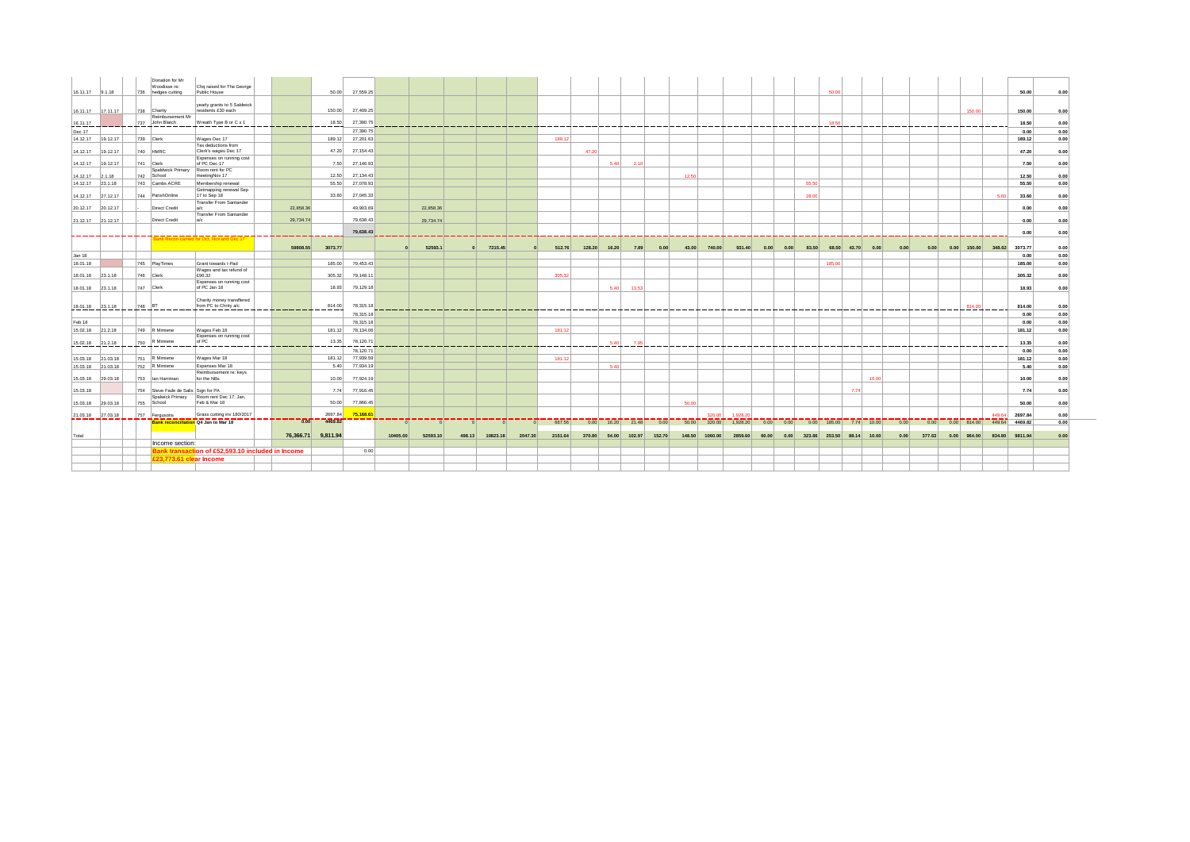| | | | | | | | | | | | | | | | | | | | | | | | | | | | | | | | | | |
|---|---|---|---|---|---|---|---|---|---|---|---|---|---|---|---|---|---|---|---|---|---|---|---|---|---|---|---|---|---|---|---|---|---|
| 16.11.17 | 9.1.18 | 736 | Donation for Mr Woodisse re: hedges cutting | Chq raised for The George Public House | | 50.00 | 27,559.25 | | | | | | | | | | | | | | | | | 50.00 | | | | | | | | 50.00 | 0.00 |
| 16.11.17 | 17.11.17 | 738 | Charity | yearly grants to 5 Saldwick residents £30 each | | 150.00 | 27,409.25 | | | | | | | | | | | | | | | | | | | | | | | 150.00 | | 150.00 | 0.00 |
| 16.11.17 | | 737 | Reimbursement Mr John Blatch | Wreath Type B or C x 1 | | 18.50 | 27,390.75 | | | | | | | | | | | | | | | | | 18.50 | | | | | | | | 18.50 | 0.00 |
| Dec 17 | | | | | | | 27,390.75 | | | | | | | | | | | | | | | | | | | | | | | | | 0.00 | 0.00 |
| 14.12.17 | 19.12.17 | 739 | Clerk | Wages Dec 17 | | 189.12 | 27,201.63 | | | | | | 189.12 | | | | | | | | | | | | | | | | | | | 189.12 | 0.00 |
| 14.12.17 | 19.12.17 | 740 | HMRC | Tax deductions from Clerk's wages Dec 17 | | 47.20 | 27,154.43 | | | | | | | 47.20 | | | | | | | | | | | | | | | | | | 47.20 | 0.00 |
| 14.12.17 | 19.12.17 | 741 | Clerk | Expenses on running cost of PC Dec 17 | | 7.50 | 27,146.93 | | | | | | | | 5.40 | 2.10 | | | | | | | | | | | | | | | | 7.50 | 0.00 |
| 14.12.17 | 2.1.18 | 742 | Spaldwick Primary School | Room rent for PC meetingNov 17 | | 12.50 | 27,134.43 | | | | | | | | | | | 12.50 | | | | | | | | | | | | | | 12.50 | 0.00 |
| 14.12.17 | 23.1.18 | 743 | Cambs ACRE | Membership renewal | | 55.50 | 27,078.93 | | | | | | | | | | | | | | | | 55.50 | | | | | | | | | 55.50 | 0.00 |
| 14.12.17 | 27.12.17 | 744 | ParishOnline | Getmapping renewal Sep 17 to Sep 18 | | 33.60 | 27,045.33 | | | | | | | | | | | | | | | | 28.00 | | | | | | | | 5.60 | 33.60 | 0.00 |
| 20.12.17 | 20.12.17 | - | Direct Credit | Transfer From Santander a/c | 22,858.36 | | 49,903.69 | | 22,858.36 | | | | | | | | | | | | | | | | | | | | | | | 0.00 | 0.00 |
| 21.12.17 | 21.12.17 | - | Direct Credit | Transfer From Santander a/c | 29,734.74 | | 79,638.43 | | 29,734.74 | | | | | | | | | | | | | | | | | | | | | | | 0.00 | 0.00 |
| | | | | | | | 79,638.43 | | | | | | | | | | | | | | | | | | | | | | | | | 0.00 | 0.00 |
| | | | Bank Recon carried for Oct, Nov and Dec 17 | | 59808.55 | 3073.77 | | 0 | 52593.1 | 0 | 7215.45 | 0 | 512.76 | 128.20 | 16.20 | 7.89 | 0.00 | 43.00 | 740.00 | 931.40 | 0.00 | 0.00 | 83.50 | 68.50 | 43.70 | 0.00 | 0.00 | 0.00 | 0.00 | 150.00 | 348.62 | 3073.77 | 0.00 |
| Jan 18 | | | | | | | | | | | | | | | | | | | | | | | | | | | | | | | | 0.00 | 0.00 |
| 18.01.18 | | 745 | PlayTimes | Grant towards I-Pad | | 185.00 | 79,453.43 | | | | | | | | | | | | | | | | | 185.00 | | | | | | | | 185.00 | 0.00 |
| 18.01.18 | 23.1.18 | 746 | Clerk | Wages and tax refund of £96.32 | | 305.32 | 79,148.11 | | | | | | 305.32 | | | | | | | | | | | | | | | | | | | 305.32 | 0.00 |
| 18.01.18 | 23.1.18 | 747 | Clerk | Expenses on running cost of PC Jan 18 | | 18.93 | 79,129.18 | | | | | | | | 5.40 | 13.53 | | | | | | | | | | | | | | | | 18.93 | 0.00 |
| 18.01.18 | 23.1.18 | 748 | BT | Charity money transffered from PC to Chrity a/c | | 814.00 | 78,315.18 | | | | | | | | | | | | | | | | | | | | | | | 814.00 | | 814.00 | 0.00 |
| | | | | | | | 78,315.18 | | | | | | | | | | | | | | | | | | | | | | | | | 0.00 | 0.00 |
| Feb 18 | | | | | | | 78,315.18 | | | | | | | | | | | | | | | | | | | | | | | | | 0.00 | 0.00 |
| 15.02.18 | 21.2.18 | 749 | R Mimiene | Wages Feb 18 | | 181.12 | 78,134.06 | | | | | | 181.12 | | | | | | | | | | | | | | | | | | | 181.12 | 0.00 |
| 15.02.18 | 21.2.18 | 750 | R Mimiene | Expenses on running cost of PC | | 13.35 | 78,120.71 | | | | | | | | 5.40 | 7.95 | | | | | | | | | | | | | | | | 13.35 | 0.00 |
| | | | | | | | 78,120.71 | | | | | | | | | | | | | | | | | | | | | | | | | 0.00 | 0.00 |
| 15.03.18 | 21.03.18 | 751 | R Mimiene | Wages Mar 18 | | 181.12 | 77,939.59 | | | | | | 181.12 | | | | | | | | | | | | | | | | | | | 181.12 | 0.00 |
| 15.03.18 | 21.03.18 | 752 | R Mimiene | Expenses Mar 18 | | 5.40 | 77,934.19 | | | | | | | | 5.40 | | | | | | | | | | | | | | | | | 5.40 | 0.00 |
| 15.03.18 | 29.03.18 | 753 | Ian Harriman | Reimbursement re: keys for the NBs | | 10.00 | 77,924.19 | | | | | | | | | | | | | | | | | | | 10.00 | | | | | | 10.00 | 0.00 |
| 15.03.18 | | 754 | Steve Fade de Salis | Sign for PA | | 7.74 | 77,916.45 | | | | | | | | | | | | | | | | | | 7.74 | | | | | | | 7.74 | 0.00 |
| 15.03.18 | 29.03.18 | 755 | Spaldwick Primary School | Room rent Dec 17, Jan, Feb & Mar 18 | | 50.00 | 77,866.45 | | | | | | | | | | | 50.00 | | | | | | | | | | | | | | 50.00 | 0.00 |
| 21.03.18 | 27.03.18 | 757 | Fergusons | Grass cutting inv 180/2017 | | 2697.64 | 75,168.61 | | | | | | | | | | | | 320.00 | 1,928.20 | | | | | | | | | | | 449.64 | 2697.64 | 0.00 |
| | | | Bank reconciliation Q4 Jan to Mar 18 | | 0.00 | 4469.82 | | 0 | 0 | 0 | 0 | 0 | 667.56 | 0.00 | 16.20 | 21.48 | 0.00 | 50.00 | 320.00 | 1,928.20 | 0.00 | 0.00 | 0.00 | 185.00 | 7.74 | 10.00 | 0.00 | 0.00 | 0.00 | 814.00 | 449.64 | 4469.82 | 0.00 |
| Total | | | | | 76,366.71 | 9,811.94 | | 10405.00 | 52593.10 | 498.13 | 10823.18 | 2047.30 | 2151.64 | 370.80 | 54.00 | 102.97 | 152.70 | 148.50 | 1060.00 | 2859.60 | 60.00 | 0.00 | 323.66 | 253.50 | 88.14 | 10.00 | 0.00 | 377.63 | 0.00 | 964.00 | 834.80 | 9811.94 | 0.00 |
| | | | Income section: | | | | | | | | | | | | | | | | | | | | | | | | | | | | | | |
| | | | Bank transaction of £52,593.10 included in Income | | | | 0.00 | | | | | | | | | | | | | | | | | | | | | | | | | | |
| | | | £23,773.61 clear Income | | | | | | | | | | | | | | | | | | | | | | | | | | | | | | |